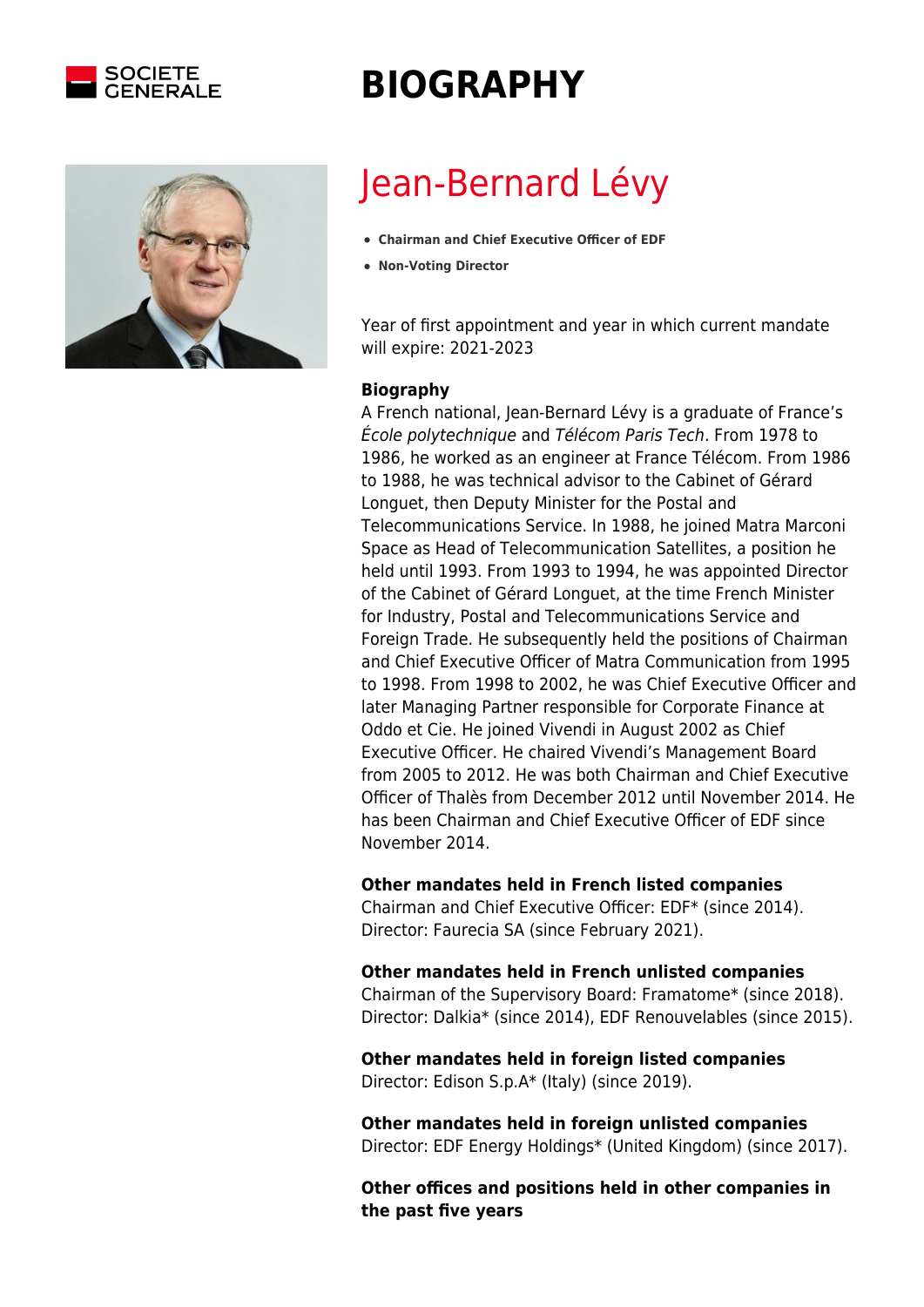# BIOGRAPHY

## Jean-Bernard Lévy

- **Chairman and Chief Executive Officer of EDF**
- **Non-Voting Director**

Year of first appointment and year in which current mandate will expire: 2021-2023

**Biography**

A French national, Jean-Bernard Lévy is a graduate of France's *École polytechnique* and *Télécom Paris Tech*. From 1978 to 1986, he worked as an engineer at France Télécom. From 1986 to 1988, he was technical advisor to the Cabinet of Gérard Longuet, then Deputy Minister for the Postal and Telecommunications Service. In 1988, he joined Matra Marconi Space as Head of Telecommunication Satellites, a position he held until 1993. From 1993 to 1994, he was appointed Director of the Cabinet of Gérard Longuet, at the time French Minister for Industry, Postal and Telecommunications Service and Foreign Trade. He subsequently held the positions of Chairman and Chief Executive Officer of Matra Communication from 1995 to 1998. From 1998 to 2002, he was Chief Executive Officer and later Managing Partner responsible for Corporate Finance at Oddo et Cie. He joined Vivendi in August 2002 as Chief Executive Officer. He chaired Vivendi's Management Board from 2005 to 2012. He was both Chairman and Chief Executive Officer of Thalès from December 2012 until November 2014. He has been Chairman and Chief Executive Officer of EDF since November 2014.

**Other mandates held in French listed companies**

Chairman and Chief Executive Officer: EDF* (since 2014).
Director: Faurecia SA (since February 2021).

**Other mandates held in French unlisted companies**

Chairman of the Supervisory Board: Framatome* (since 2018).
Director: Dalkia* (since 2014), EDF Renouvelables (since 2015).

**Other mandates held in foreign listed companies**

Director: Edison S.p.A* (Italy) (since 2019).

**Other mandates held in foreign unlisted companies**

Director: EDF Energy Holdings* (United Kingdom) (since 2017).

**Other offices and positions held in other companies in the past five years**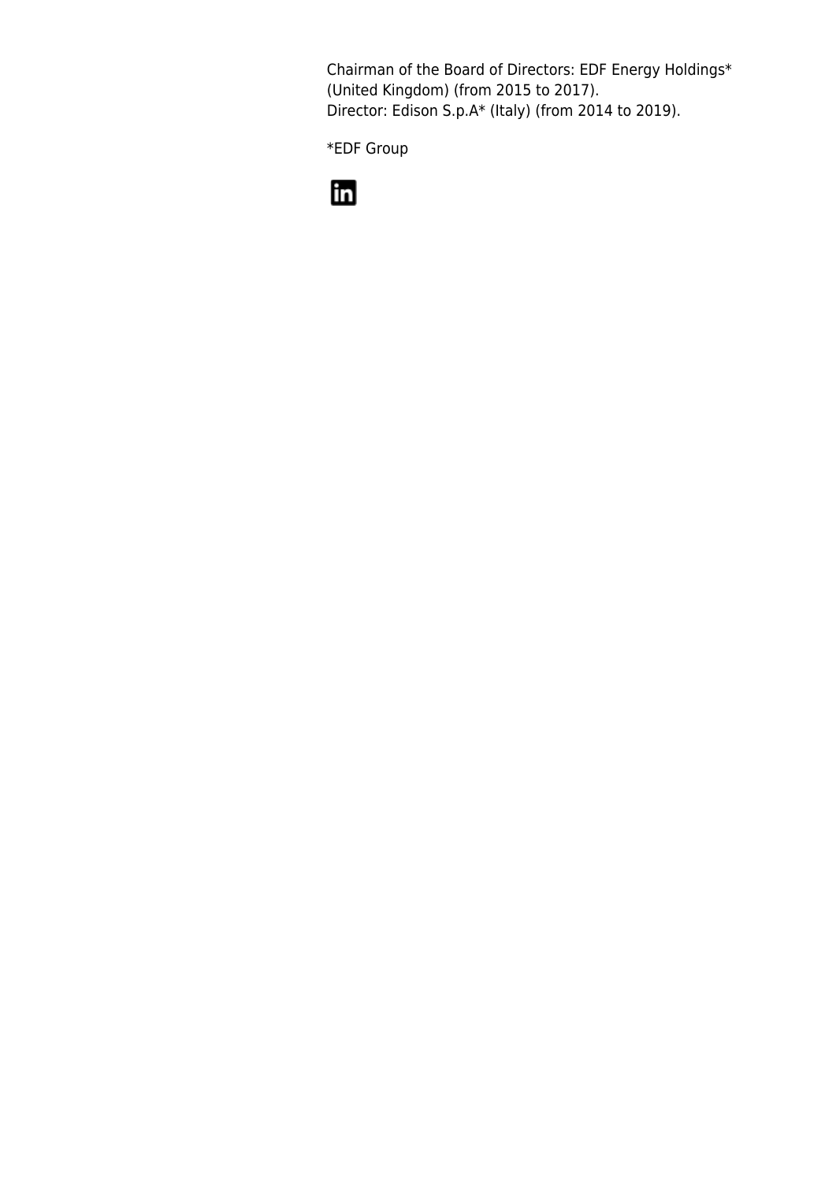Chairman of the Board of Directors: EDF Energy Holdings* (United Kingdom) (from 2015 to 2017).
Director: Edison S.p.A* (Italy) (from 2014 to 2019).

*EDF Group